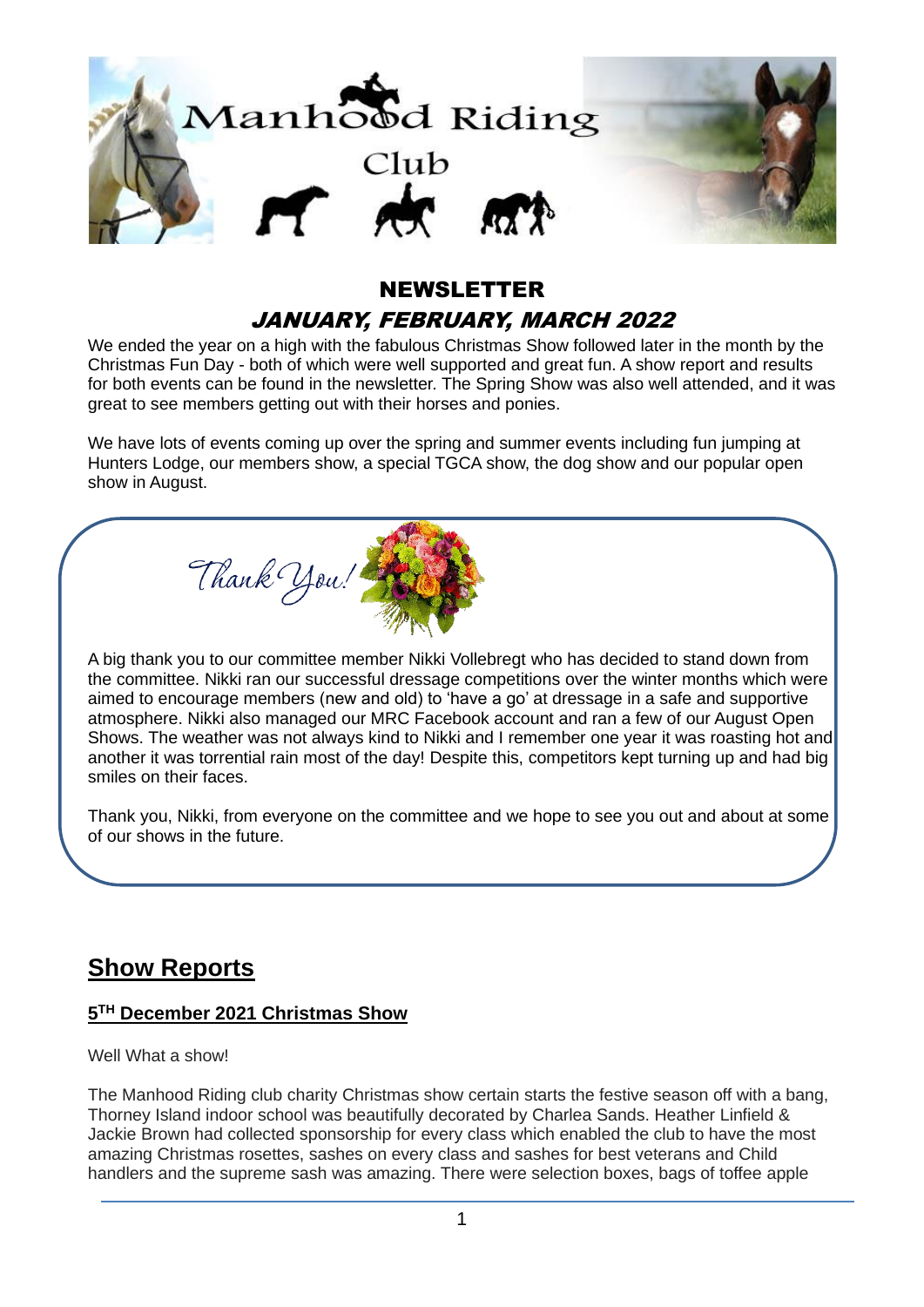# Manhood Riding Club

## NEWSLETTER

### *JANUARY, FEBRUARY, MARCH 2022*

We ended the year on a high with the fabulous Christmas Show followed later in the month by the Christmas Fun Day - both of which were well supported and great fun. A show report and results for both events can be found in the newsletter. The Spring Show was also well attended, and it was great to see members getting out with their horses and ponies.

We have lots of events coming up over the spring and summer events including fun jumping at Hunters Lodge, our members show, a special TGCA show, the dog show and our popular open show in August.

*Thank You!*

A big thank you to our committee member Nikki Vollebregt who has decided to stand down from the committee. Nikki ran our successful dressage competitions over the winter months which were aimed to encourage members (new and old) to 'have a go' at dressage in a safe and supportive atmosphere. Nikki also managed our MRC Facebook account and ran a few of our August Open Shows. The weather was not always kind to Nikki and I remember one year it was roasting hot and another it was torrential rain most of the day! Despite this, competitors kept turning up and had big smiles on their faces.

Thank you, Nikki, from everyone on the committee and we hope to see you out and about at some of our shows in the future.

## Show Reports

### 5TH December 2021 Christmas Show

Well What a show!

The Manhood Riding club charity Christmas show certain starts the festive season off with a bang, Thorney Island indoor school was beautifully decorated by Charlea Sands. Heather Linfield & Jackie Brown had collected sponsorship for every class which enabled the club to have the most amazing Christmas rosettes, sashes on every class and sashes for best veterans and Child handlers and the supreme sash was amazing. There were selection boxes, bags of toffee apple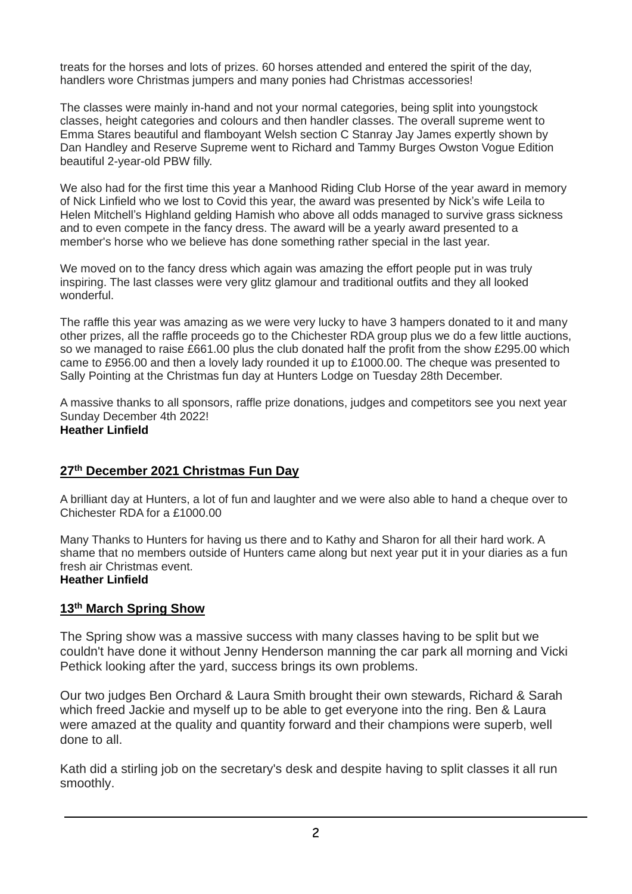treats for the horses and lots of prizes. 60 horses attended and entered the spirit of the day, handlers wore Christmas jumpers and many ponies had Christmas accessories!

The classes were mainly in-hand and not your normal categories, being split into youngstock classes, height categories and colours and then handler classes. The overall supreme went to Emma Stares beautiful and flamboyant Welsh section C Stanray Jay James expertly shown by Dan Handley and Reserve Supreme went to Richard and Tammy Burges Owston Vogue Edition beautiful 2-year-old PBW filly.

We also had for the first time this year a Manhood Riding Club Horse of the year award in memory of Nick Linfield who we lost to Covid this year, the award was presented by Nick's wife Leila to Helen Mitchell's Highland gelding Hamish who above all odds managed to survive grass sickness and to even compete in the fancy dress. The award will be a yearly award presented to a member's horse who we believe has done something rather special in the last year.

We moved on to the fancy dress which again was amazing the effort people put in was truly inspiring. The last classes were very glitz glamour and traditional outfits and they all looked wonderful.

The raffle this year was amazing as we were very lucky to have 3 hampers donated to it and many other prizes, all the raffle proceeds go to the Chichester RDA group plus we do a few little auctions, so we managed to raise £661.00 plus the club donated half the profit from the show £295.00 which came to £956.00 and then a lovely lady rounded it up to £1000.00. The cheque was presented to Sally Pointing at the Christmas fun day at Hunters Lodge on Tuesday 28th December.

A massive thanks to all sponsors, raffle prize donations, judges and competitors see you next year Sunday December 4th 2022!
**Heather Linfield**

## 27th December 2021 Christmas Fun Day

A brilliant day at Hunters, a lot of fun and laughter and we were also able to hand a cheque over to Chichester RDA for a £1000.00

Many Thanks to Hunters for having us there and to Kathy and Sharon for all their hard work. A shame that no members outside of Hunters came along but next year put it in your diaries as a fun fresh air Christmas event.
**Heather Linfield**

## 13th March Spring Show

The Spring show was a massive success with many classes having to be split but we couldn't have done it without Jenny Henderson manning the car park all morning and Vicki Pethick looking after the yard, success brings its own problems.

Our two judges Ben Orchard & Laura Smith brought their own stewards, Richard & Sarah which freed Jackie and myself up to be able to get everyone into the ring. Ben & Laura were amazed at the quality and quantity forward and their champions were superb, well done to all.

Kath did a stirling job on the secretary's desk and despite having to split classes it all run smoothly.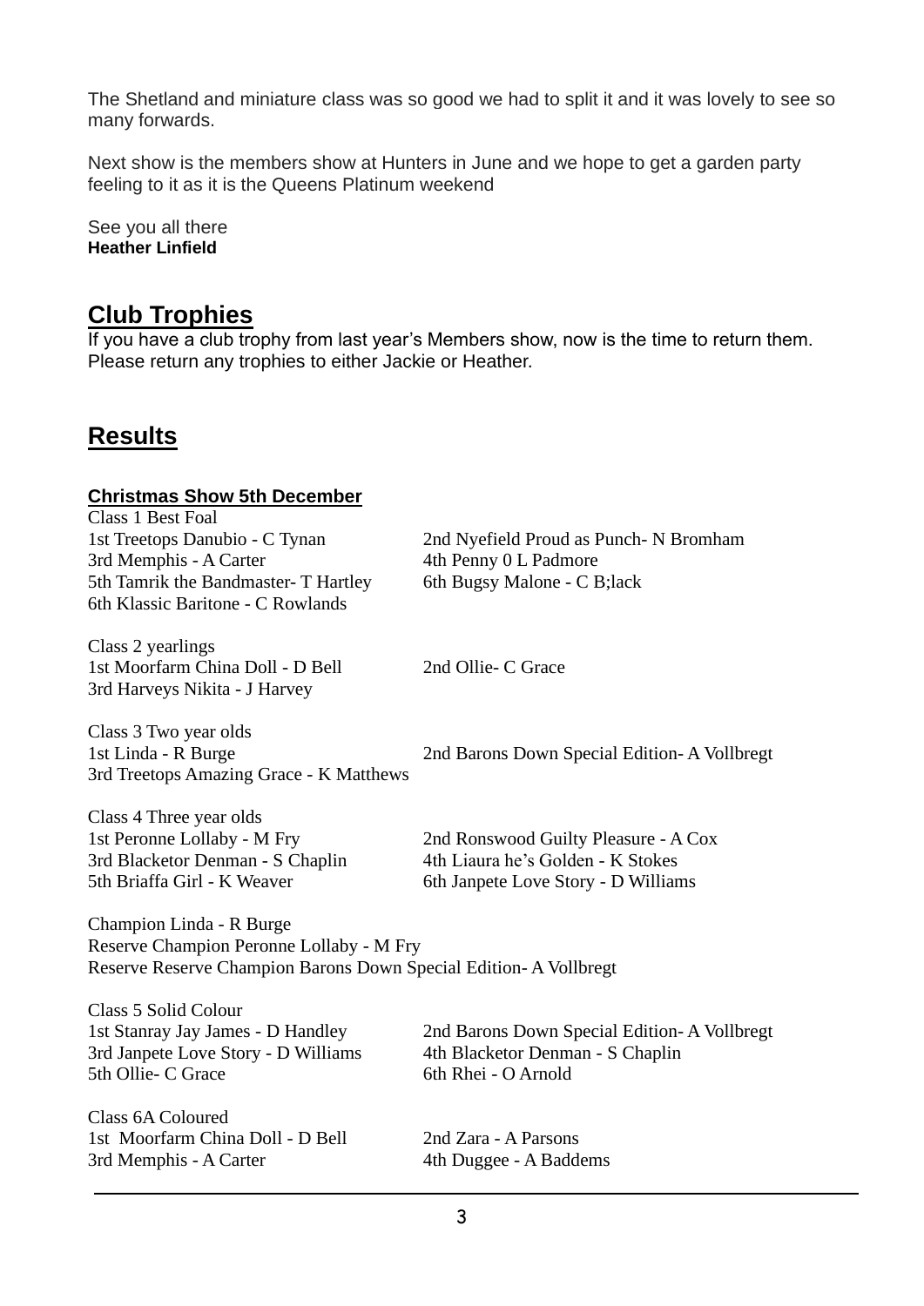The Shetland and miniature class was so good we had to split it and it was lovely to see so many forwards.

Next show is the members show at Hunters in June and we hope to get a garden party feeling to it as it is the Queens Platinum weekend

See you all there
**Heather Linfield**

## Club Trophies

If you have a club trophy from last year's Members show, now is the time to return them. Please return any trophies to either Jackie or Heather.

## Results

### Christmas Show 5th December

Class 1 Best Foal
1st Treetops Danubio - C Tynan
2nd Nyefield Proud as Punch- N Bromham
3rd Memphis - A Carter
4th Penny 0 L Padmore
5th Tamrik the Bandmaster- T Hartley
6th Bugsy Malone - C B;lack
6th Klassic Baritone - C Rowlands

Class 2 yearlings
1st Moorfarm China Doll - D Bell
2nd Ollie- C Grace
3rd Harveys Nikita - J Harvey

Class 3 Two year olds
1st Linda - R Burge
2nd Barons Down Special Edition- A Vollbregt
3rd Treetops Amazing Grace - K Matthews

Class 4 Three year olds
1st Peronne Lollaby - M Fry
2nd Ronswood Guilty Pleasure - A Cox
3rd Blacketor Denman - S Chaplin
4th Liaura he's Golden - K Stokes
5th Briaffa Girl - K Weaver
6th Janpete Love Story - D Williams

Champion Linda - R Burge
Reserve Champion Peronne Lollaby - M Fry
Reserve Reserve Champion Barons Down Special Edition- A Vollbregt

Class 5 Solid Colour
1st Stanray Jay James - D Handley
2nd Barons Down Special Edition- A Vollbregt
3rd Janpete Love Story - D Williams
4th Blacketor Denman - S Chaplin
5th Ollie- C Grace
6th Rhei - O Arnold

Class 6A Coloured
1st Moorfarm China Doll - D Bell
2nd Zara - A Parsons
3rd Memphis - A Carter
4th Duggee - A Baddems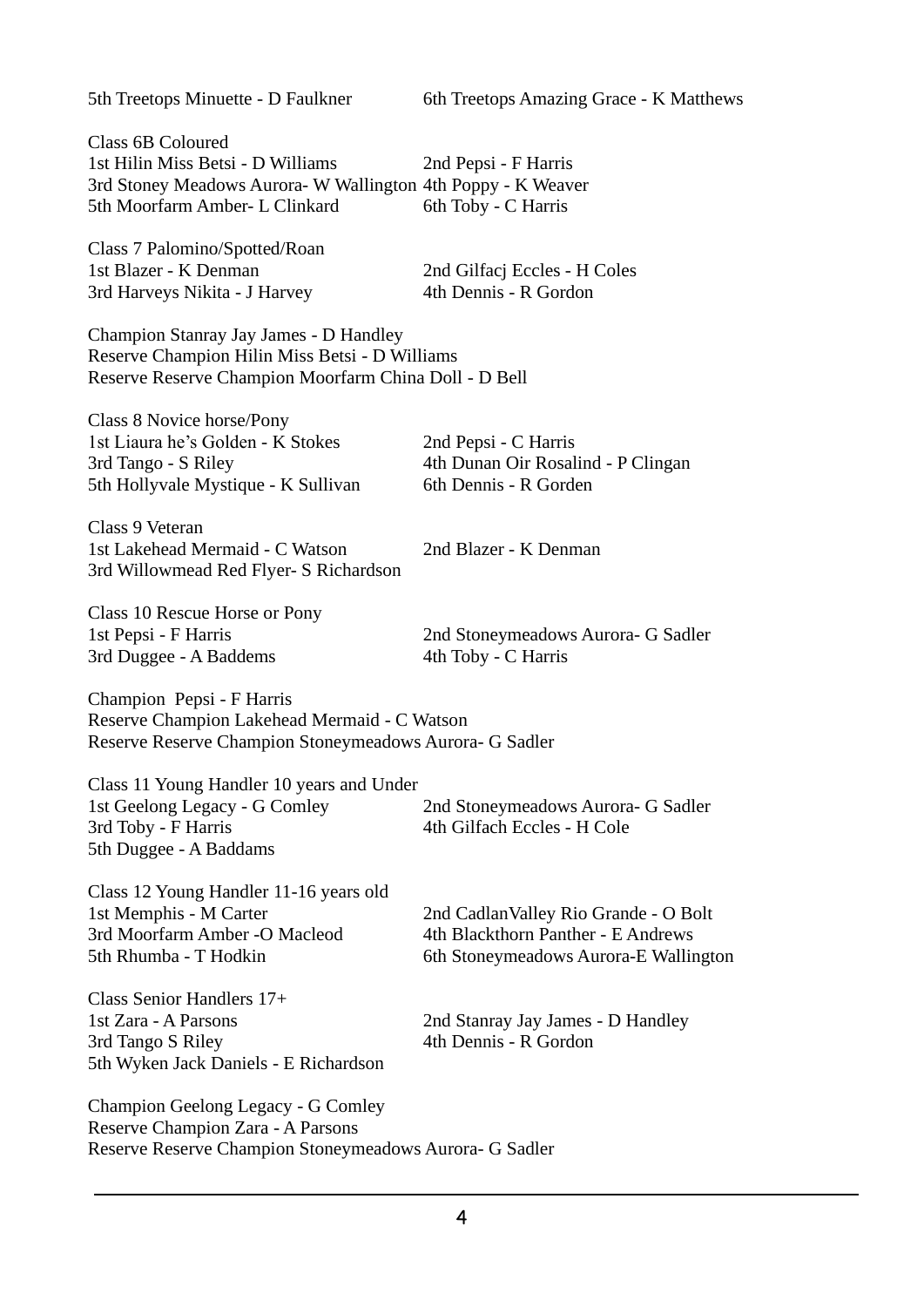5th Treetops Minuette - D Faulkner
6th Treetops Amazing Grace - K Matthews

Class 6B Coloured
1st Hilin Miss Betsi - D Williams
2nd Pepsi - F Harris
3rd Stoney Meadows Aurora- W Wallington
4th Poppy - K Weaver
5th Moorfarm Amber- L Clinkard
6th Toby - C Harris

Class 7 Palomino/Spotted/Roan
1st Blazer - K Denman
2nd Gilfacj Eccles - H Coles
3rd Harveys Nikita - J Harvey
4th Dennis - R Gordon

Champion Stanray Jay James - D Handley
Reserve Champion Hilin Miss Betsi - D Williams
Reserve Reserve Champion Moorfarm China Doll - D Bell

Class 8 Novice horse/Pony
1st Liaura he's Golden - K Stokes
2nd Pepsi - C Harris
3rd Tango - S Riley
4th Dunan Oir Rosalind - P Clingan
5th Hollyvale Mystique - K Sullivan
6th Dennis - R Gorden

Class 9 Veteran
1st Lakehead Mermaid - C Watson
2nd Blazer - K Denman
3rd Willowmead Red Flyer- S Richardson

Class 10 Rescue Horse or Pony
1st Pepsi - F Harris
2nd Stoneymeadows Aurora- G Sadler
3rd Duggee - A Baddems
4th Toby - C Harris

Champion Pepsi - F Harris
Reserve Champion Lakehead Mermaid - C Watson
Reserve Reserve Champion Stoneymeadows Aurora- G Sadler

Class 11 Young Handler 10 years and Under
1st Geelong Legacy - G Comley
2nd Stoneymeadows Aurora- G Sadler
3rd Toby - F Harris
4th Gilfach Eccles - H Cole
5th Duggee - A Baddams

Class 12 Young Handler 11-16 years old
1st Memphis - M Carter
2nd CadlanValley Rio Grande - O Bolt
3rd Moorfarm Amber -O Macleod
4th Blackthorn Panther - E Andrews
5th Rhumba - T Hodkin
6th Stoneymeadows Aurora-E Wallington

Class Senior Handlers 17+
1st Zara - A Parsons
2nd Stanray Jay James - D Handley
3rd Tango S Riley
4th Dennis - R Gordon
5th Wyken Jack Daniels - E Richardson

Champion Geelong Legacy - G Comley
Reserve Champion Zara - A Parsons
Reserve Reserve Champion Stoneymeadows Aurora- G Sadler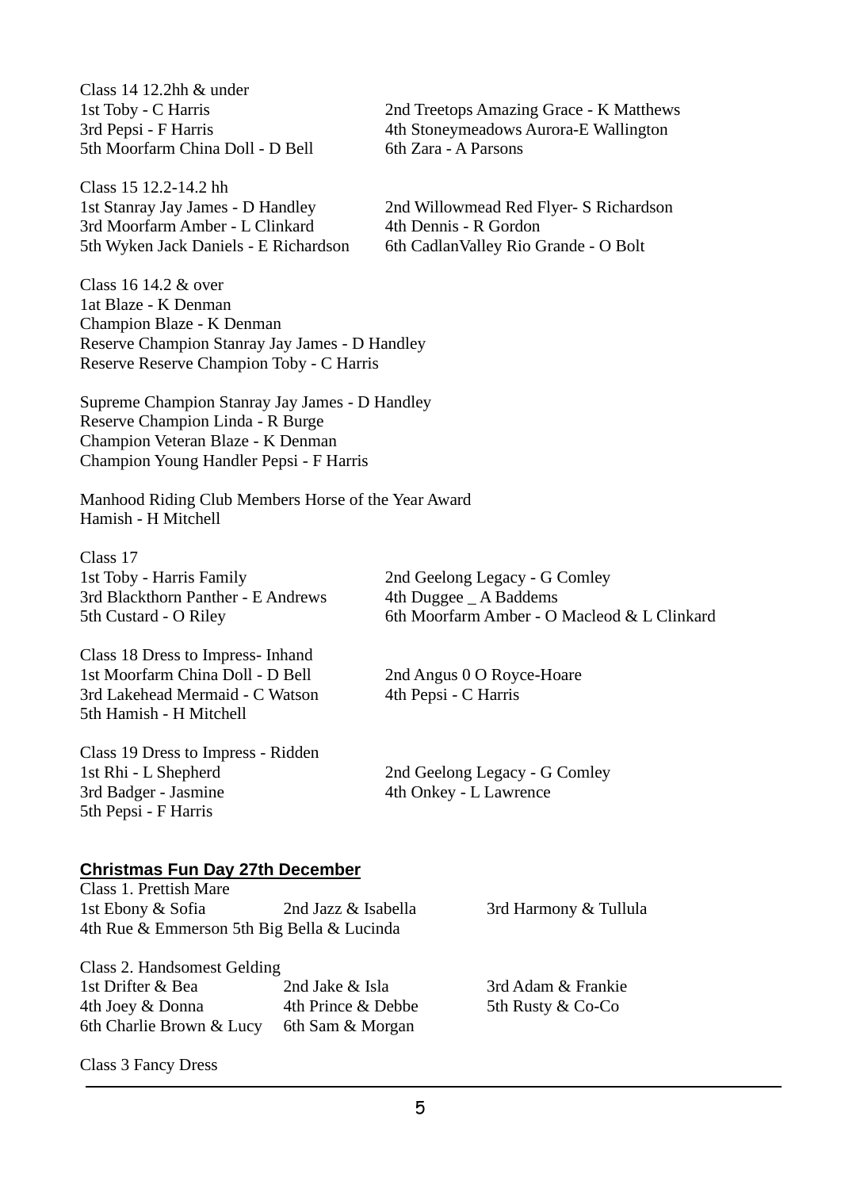Class 14 12.2hh & under
1st Toby - C Harris
2nd Treetops Amazing Grace - K Matthews
3rd Pepsi - F Harris
4th Stoneymeadows Aurora-E Wallington
5th Moorfarm China Doll - D Bell
6th Zara - A Parsons

Class 15 12.2-14.2 hh
1st Stanray Jay James - D Handley
2nd Willowmead Red Flyer- S Richardson
3rd Moorfarm Amber - L Clinkard
4th Dennis - R Gordon
5th Wyken Jack Daniels - E Richardson
6th CadlanValley Rio Grande - O Bolt

Class 16 14.2 & over
1at Blaze - K Denman
Champion Blaze - K Denman
Reserve Champion Stanray Jay James - D Handley
Reserve Reserve Champion Toby - C Harris

Supreme Champion Stanray Jay James - D Handley
Reserve Champion Linda - R Burge
Champion Veteran Blaze - K Denman
Champion Young Handler Pepsi - F Harris

Manhood Riding Club Members Horse of the Year Award
Hamish - H Mitchell

Class 17
1st Toby - Harris Family
2nd Geelong Legacy - G Comley
3rd Blackthorn Panther - E Andrews
4th Duggee _ A Baddems
5th Custard - O Riley
6th Moorfarm Amber - O Macleod & L Clinkard

Class 18 Dress to Impress- Inhand
1st Moorfarm China Doll - D Bell
2nd Angus 0 O Royce-Hoare
3rd Lakehead Mermaid - C Watson
4th Pepsi - C Harris
5th Hamish - H Mitchell

Class 19 Dress to Impress - Ridden
1st Rhi - L Shepherd
2nd Geelong Legacy - G Comley
3rd Badger - Jasmine
4th Onkey - L Lawrence
5th Pepsi - F Harris

**Christmas Fun Day 27th December**

Class 1. Prettish Mare
1st Ebony & Sofia
2nd Jazz & Isabella
3rd Harmony & Tullula
4th Rue & Emmerson 5th Big Bella & Lucinda

Class 2. Handsomest Gelding
1st Drifter & Bea
2nd Jake & Isla
3rd Adam & Frankie
4th Joey & Donna
4th Prince & Debbe
5th Rusty & Co-Co
6th Charlie Brown & Lucy
6th Sam & Morgan

Class 3 Fancy Dress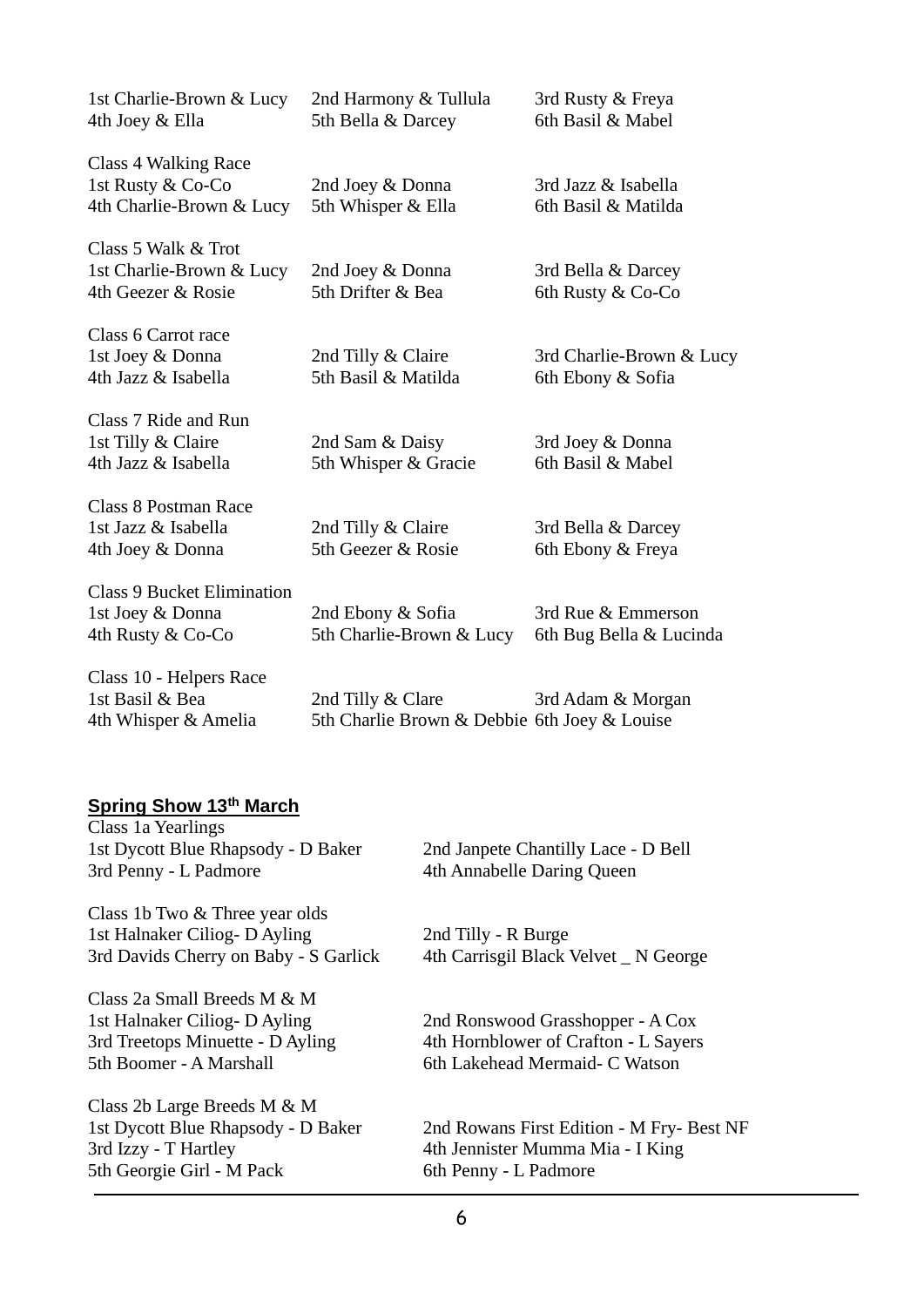1st Charlie-Brown & Lucy   2nd Harmony & Tullula   3rd Rusty & Freya
4th Joey & Ella   5th Bella & Darcey   6th Basil & Mabel

Class 4 Walking Race
1st Rusty & Co-Co   2nd Joey & Donna   3rd Jazz & Isabella
4th Charlie-Brown & Lucy   5th Whisper & Ella   6th Basil & Matilda

Class 5 Walk & Trot
1st Charlie-Brown & Lucy   2nd Joey & Donna   3rd Bella & Darcey
4th Geezer & Rosie   5th Drifter & Bea   6th Rusty & Co-Co

Class 6 Carrot race
1st Joey & Donna   2nd Tilly & Claire   3rd Charlie-Brown & Lucy
4th Jazz & Isabella   5th Basil & Matilda   6th Ebony & Sofia

Class 7 Ride and Run
1st Tilly & Claire   2nd Sam & Daisy   3rd Joey & Donna
4th Jazz & Isabella   5th Whisper & Gracie   6th Basil & Mabel

Class 8 Postman Race
1st Jazz & Isabella   2nd Tilly & Claire   3rd Bella & Darcey
4th Joey & Donna   5th Geezer & Rosie   6th Ebony & Freya

Class 9 Bucket Elimination
1st Joey & Donna   2nd Ebony & Sofia   3rd Rue & Emmerson
4th Rusty & Co-Co   5th Charlie-Brown & Lucy   6th Bug Bella & Lucinda

Class 10 - Helpers Race
1st Basil & Bea   2nd Tilly & Clare   3rd Adam & Morgan
4th Whisper & Amelia   5th Charlie Brown & Debbie   6th Joey & Louise

**Spring Show 13th March**

Class 1a Yearlings
1st Dycott Blue Rhapsody - D Baker   2nd Janpete Chantilly Lace - D Bell
3rd Penny - L Padmore   4th Annabelle Daring Queen

Class 1b Two & Three year olds
1st Halnaker Ciliog- D Ayling   2nd Tilly - R Burge
3rd Davids Cherry on Baby - S Garlick   4th Carrisgil Black Velvet _ N George

Class 2a Small Breeds M & M
1st Halnaker Ciliog- D Ayling   2nd Ronswood Grasshopper - A Cox
3rd Treetops Minuette - D Ayling   4th Hornblower of Crafton - L Sayers
5th Boomer - A Marshall   6th Lakehead Mermaid- C Watson

Class 2b Large Breeds M & M
1st Dycott Blue Rhapsody - D Baker   2nd Rowans First Edition - M Fry- Best NF
3rd Izzy - T Hartley   4th Jennister Mumma Mia - I King
5th Georgie Girl - M Pack   6th Penny - L Padmore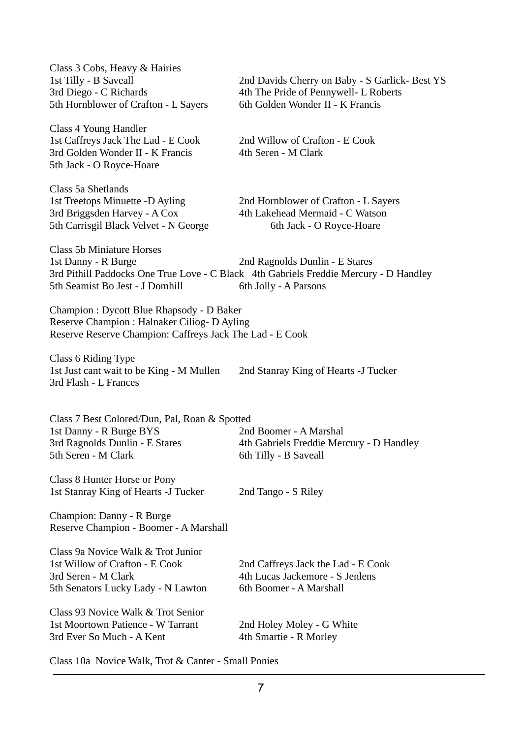Class 3 Cobs, Heavy & Hairies
1st Tilly - B Saveall
2nd Davids Cherry on Baby - S Garlick- Best YS
3rd Diego - C Richards
4th The Pride of Pennywell- L Roberts
5th Hornblower of Crafton - L Sayers
6th Golden Wonder II - K Francis

Class 4 Young Handler
1st Caffreys Jack The Lad - E Cook
2nd Willow of Crafton - E Cook
3rd Golden Wonder II - K Francis
4th Seren - M Clark
5th Jack - O Royce-Hoare

Class 5a Shetlands
1st Treetops Minuette -D Ayling
2nd Hornblower of Crafton - L Sayers
3rd Briggsden Harvey - A Cox
4th Lakehead Mermaid - C Watson
5th Carrisgil Black Velvet - N George
6th Jack - O Royce-Hoare

Class 5b Miniature Horses
1st Danny - R Burge
2nd Ragnolds Dunlin - E Stares
3rd Pithill Paddocks One True Love - C Black
4th Gabriels Freddie Mercury - D Handley
5th Seamist Bo Jest - J Domhill
6th Jolly - A Parsons

Champion : Dycott Blue Rhapsody - D Baker
Reserve Champion : Halnaker Ciliog- D Ayling
Reserve Reserve Champion: Caffreys Jack The Lad - E Cook

Class 6 Riding Type
1st Just cant wait to be King - M Mullen
2nd Stanray King of Hearts -J Tucker
3rd Flash - L Frances

Class 7 Best Colored/Dun, Pal, Roan & Spotted
1st Danny - R Burge BYS
2nd Boomer - A Marshal
3rd Ragnolds Dunlin - E Stares
4th Gabriels Freddie Mercury - D Handley
5th Seren - M Clark
6th Tilly - B Saveall

Class 8 Hunter Horse or Pony
1st Stanray King of Hearts -J Tucker
2nd Tango - S Riley

Champion: Danny - R Burge
Reserve Champion - Boomer - A Marshall

Class 9a Novice Walk & Trot Junior
1st Willow of Crafton - E Cook
2nd Caffreys Jack the Lad - E Cook
3rd Seren - M Clark
4th Lucas Jackemore - S Jenlens
5th Senators Lucky Lady - N Lawton
6th Boomer - A Marshall

Class 93 Novice Walk & Trot Senior
1st Moortown Patience - W Tarrant
2nd Holey Moley - G White
3rd Ever So Much - A Kent
4th Smartie - R Morley

Class 10a Novice Walk, Trot & Canter - Small Ponies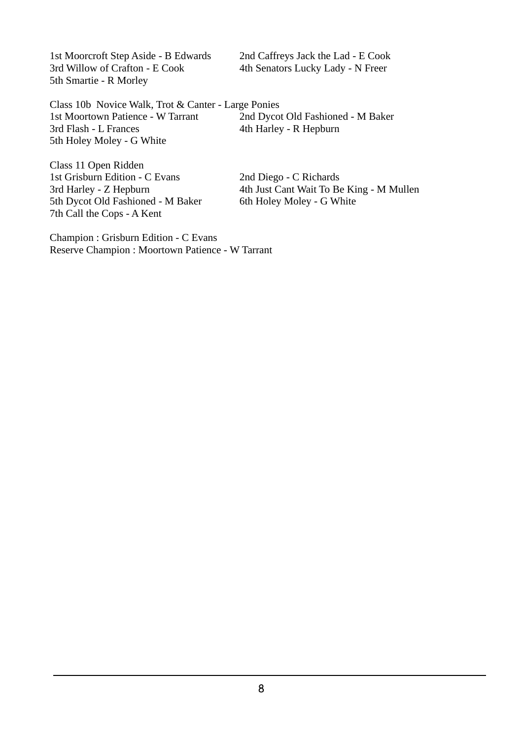1st Moorcroft Step Aside - B Edwards
2nd Caffreys Jack the Lad - E Cook
3rd Willow of Crafton - E Cook
4th Senators Lucky Lady - N Freer
5th Smartie - R Morley

Class 10b Novice Walk, Trot & Canter - Large Ponies
1st Moortown Patience - W Tarrant
2nd Dycot Old Fashioned - M Baker
3rd Flash - L Frances
4th Harley - R Hepburn
5th Holey Moley - G White

Class 11 Open Ridden
1st Grisburn Edition - C Evans
2nd Diego - C Richards
3rd Harley - Z Hepburn
4th Just Cant Wait To Be King - M Mullen
5th Dycot Old Fashioned - M Baker
6th Holey Moley - G White
7th Call the Cops - A Kent

Champion : Grisburn Edition - C Evans
Reserve Champion : Moortown Patience - W Tarrant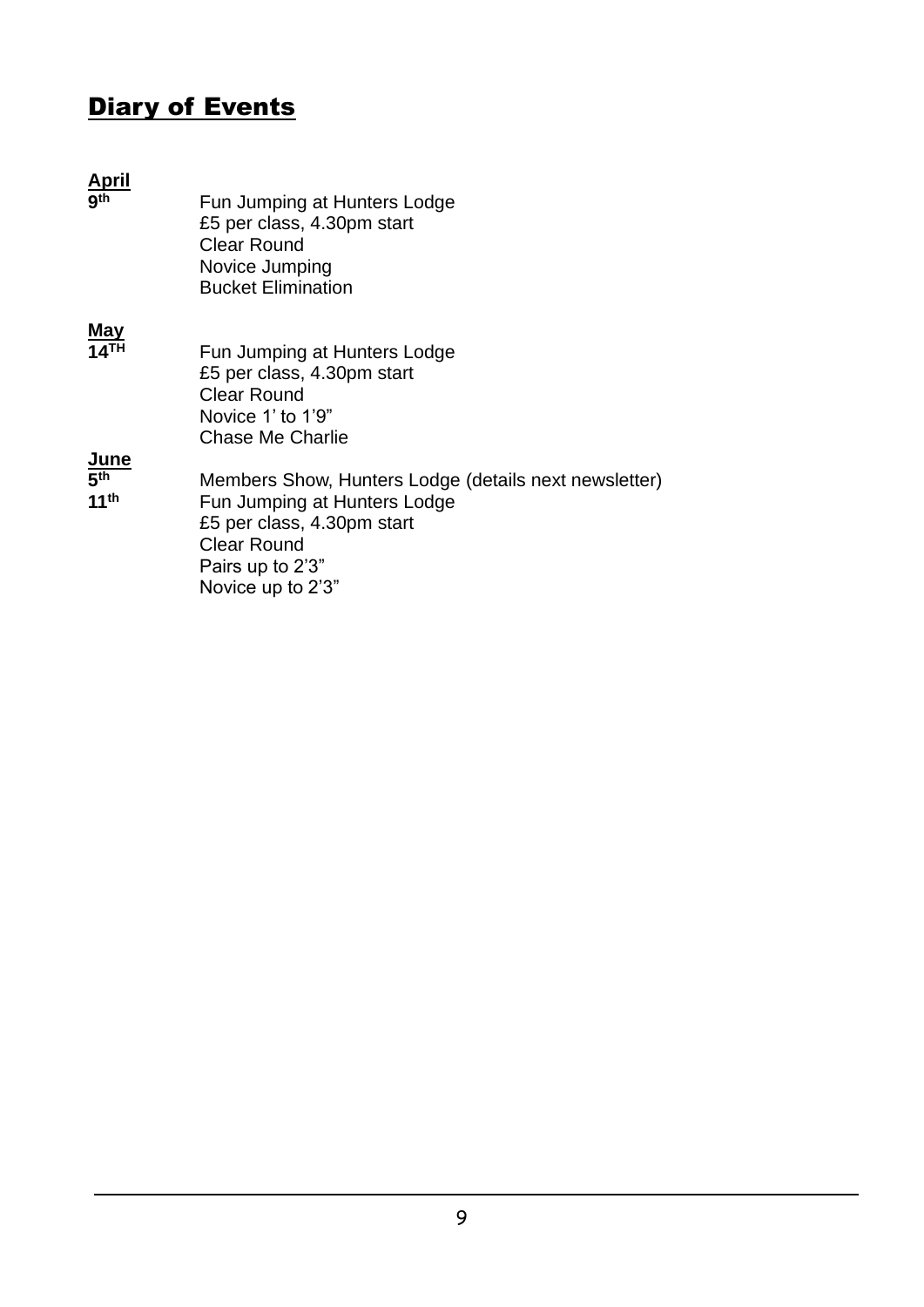# Diary of Events

**April**

**9th** Fun Jumping at Hunters Lodge
£5 per class, 4.30pm start
Clear Round
Novice Jumping
Bucket Elimination

**May**

**14TH** Fun Jumping at Hunters Lodge
£5 per class, 4.30pm start
Clear Round
Novice 1' to 1'9"
Chase Me Charlie

**June**

**5th** Members Show, Hunters Lodge (details next newsletter)

**11th** Fun Jumping at Hunters Lodge
£5 per class, 4.30pm start
Clear Round
Pairs up to 2'3"
Novice up to 2'3"